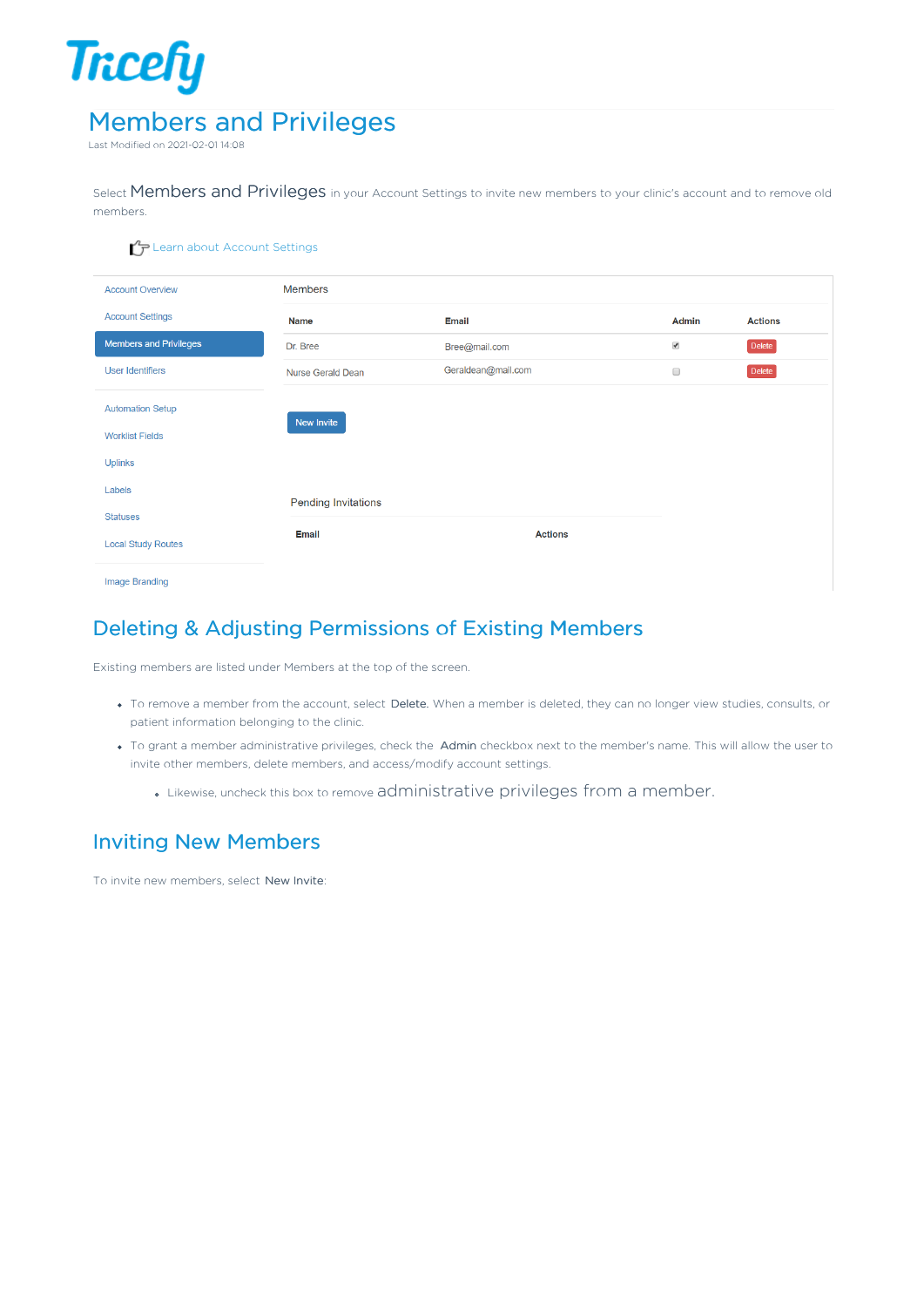# Members and Privileges

Last Modified on 2021-02-01 14:08

Select **Members and Privileges** in your Account Settings to invite new members to your clinic's account and to remove old members.

Learn about Account Settings

- Account Overview
- Account Settings
- Members and Privileges
- User Identifiers
- Automation Setup
- Worklist Fields
- Uplinks
- Labels
- Statuses
- Local Study Routes
- Image Branding

Members

| Name | Email | Admin | Actions |
|---|---|---|---|
| Dr. Bree | Bree@mail.com | ☑ | Delete |
| Nurse Gerald Dean | Geraldean@mail.com | ☐ | Delete |

New Invite

Pending Invitations

| Email | Actions |
|---|---|

## Deleting & Adjusting Permissions of Existing Members

Existing members are listed under Members at the top of the screen.

- To remove a member from the account, select **Delete**. When a member is deleted, they can no longer view studies, consults, or patient information belonging to the clinic.
- To grant a member administrative privileges, check the **Admin** checkbox next to the member's name. This will allow the user to invite other members, delete members, and access/modify account settings.
  - Likewise, uncheck this box to remove administrative privileges from a member.

## Inviting New Members

To invite new members, select **New Invite**: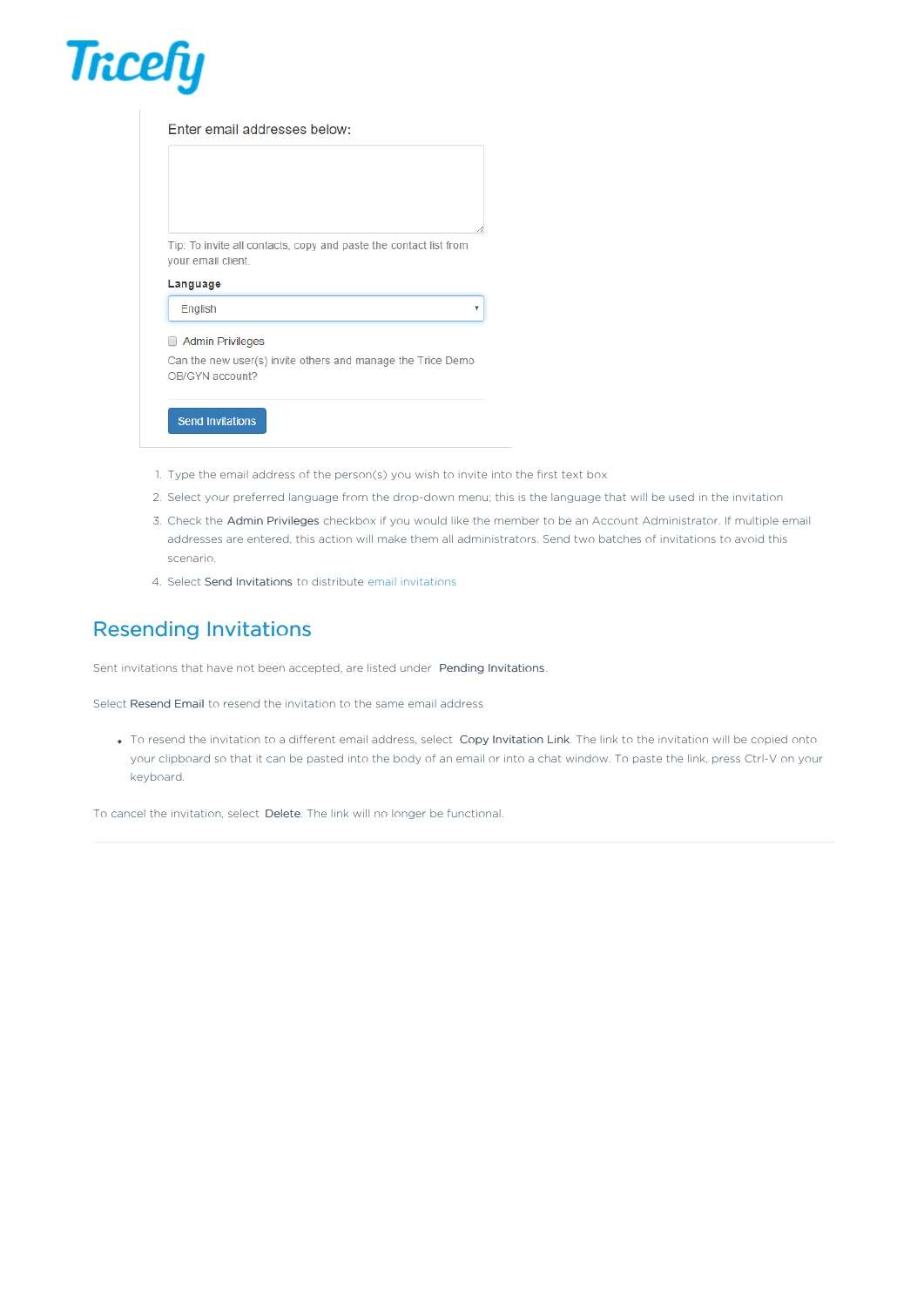Enter email addresses below:

Tip: To invite all contacts, copy and paste the contact list from your email client.

**Language**

English

Admin Privileges

Can the new user(s) invite others and manage the Trice Demo OB/GYN account?

Send Invitations

1. Type the email address of the person(s) you wish to invite into the first text box
2. Select your preferred language from the drop-down menu; this is the language that will be used in the invitation
3. Check the Admin Privileges checkbox if you would like the member to be an Account Administrator. If multiple email addresses are entered, this action will make them all administrators. Send two batches of invitations to avoid this scenario.
4. Select Send Invitations to distribute email invitations

## Resending Invitations

Sent invitations that have not been accepted, are listed under Pending Invitations.

Select Resend Email to resend the invitation to the same email address

- To resend the invitation to a different email address, select Copy Invitation Link. The link to the invitation will be copied onto your clipboard so that it can be pasted into the body of an email or into a chat window. To paste the link, press Ctrl-V on your keyboard.

To cancel the invitation, select Delete. The link will no longer be functional.